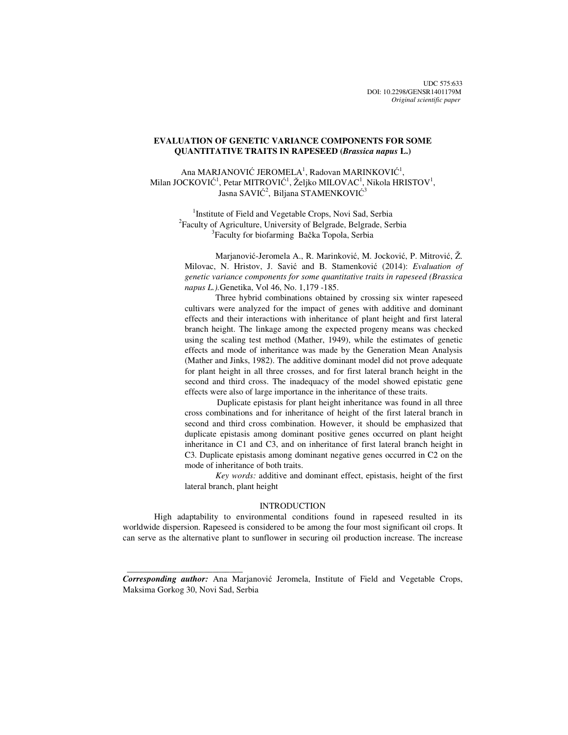UDC 575:633
DOI: 10.2298/GENSR1401179M
*Original scientific paper*

# EVALUATION OF GENETIC VARIANCE COMPONENTS FOR SOME QUANTITATIVE TRAITS IN RAPESEED (*Brassica napus* L.)

Ana MARJANOVIĆ JEROMELA[1], Radovan MARINKOVIĆ[1], Milan JOCKOVIĆ[1], Petar MITROVIĆ[1], Željko MILOVAC[1], Nikola HRISTOV[1], Jasna SAVIĆ[2], Biljana STAMENKOVIĆ[3]

[1]Institute of Field and Vegetable Crops, Novi Sad, Serbia
[2]Faculty of Agriculture, University of Belgrade, Belgrade, Serbia
[3]Faculty for biofarming Bačka Topola, Serbia

Marjanović-Jeromela A., R. Marinković, M. Jocković, P. Mitrović, Ž. Milovac, N. Hristov, J. Savić and B. Stamenković (2014): *Evaluation of genetic variance components for some quantitative traits in rapeseed (Brassica napus L.).* Genetika, Vol 46, No. 1,179 -185.

Three hybrid combinations obtained by crossing six winter rapeseed cultivars were analyzed for the impact of genes with additive and dominant effects and their interactions with inheritance of plant height and first lateral branch height. The linkage among the expected progeny means was checked using the scaling test method (Mather, 1949), while the estimates of genetic effects and mode of inheritance was made by the Generation Mean Analysis (Mather and Jinks, 1982). The additive dominant model did not prove adequate for plant height in all three crosses, and for first lateral branch height in the second and third cross. The inadequacy of the model showed epistatic gene effects were also of large importance in the inheritance of these traits.

Duplicate epistasis for plant height inheritance was found in all three cross combinations and for inheritance of height of the first lateral branch in second and third cross combination. However, it should be emphasized that duplicate epistasis among dominant positive genes occurred on plant height inheritance in C1 and C3, and on inheritance of first lateral branch height in C3. Duplicate epistasis among dominant negative genes occurred in C2 on the mode of inheritance of both traits.

*Key words:* additive and dominant effect, epistasis, height of the first lateral branch, plant height

## INTRODUCTION

High adaptability to environmental conditions found in rapeseed resulted in its worldwide dispersion. Rapeseed is considered to be among the four most significant oil crops. It can serve as the alternative plant to sunflower in securing oil production increase. The increase

---

***Corresponding author:*** Ana Marjanović Jeromela, Institute of Field and Vegetable Crops, Maksima Gorkog 30, Novi Sad, Serbia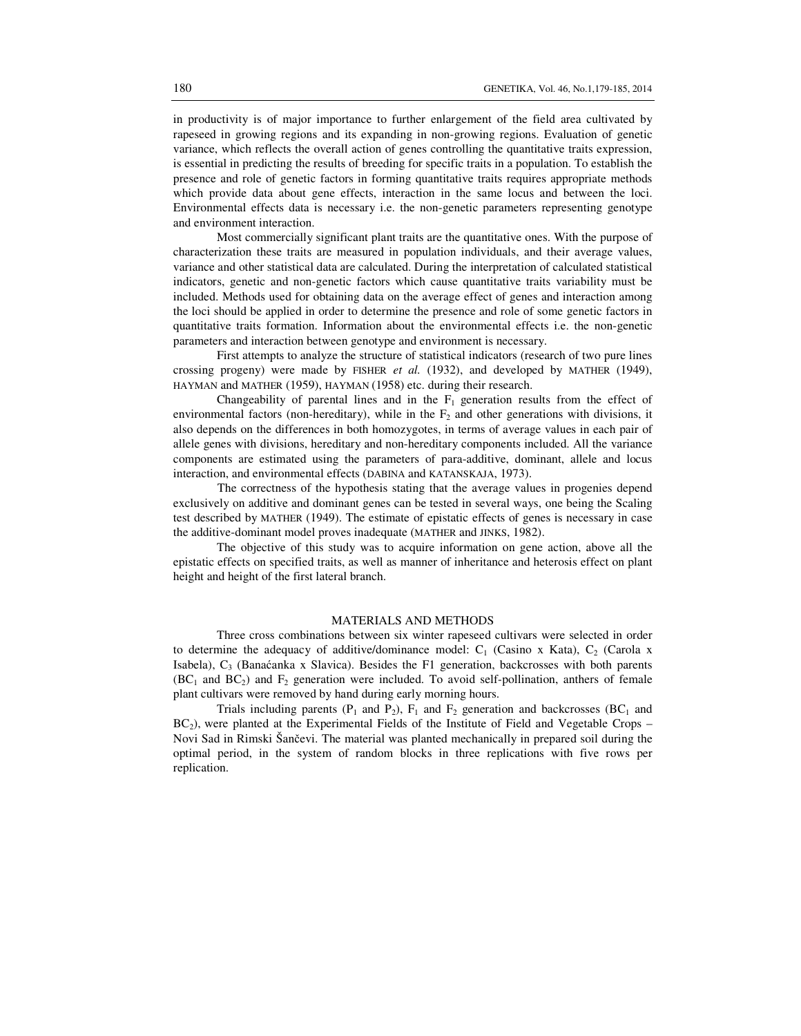in productivity is of major importance to further enlargement of the field area cultivated by rapeseed in growing regions and its expanding in non-growing regions. Evaluation of genetic variance, which reflects the overall action of genes controlling the quantitative traits expression, is essential in predicting the results of breeding for specific traits in a population. To establish the presence and role of genetic factors in forming quantitative traits requires appropriate methods which provide data about gene effects, interaction in the same locus and between the loci. Environmental effects data is necessary i.e. the non-genetic parameters representing genotype and environment interaction.

Most commercially significant plant traits are the quantitative ones. With the purpose of characterization these traits are measured in population individuals, and their average values, variance and other statistical data are calculated. During the interpretation of calculated statistical indicators, genetic and non-genetic factors which cause quantitative traits variability must be included. Methods used for obtaining data on the average effect of genes and interaction among the loci should be applied in order to determine the presence and role of some genetic factors in quantitative traits formation. Information about the environmental effects i.e. the non-genetic parameters and interaction between genotype and environment is necessary.

First attempts to analyze the structure of statistical indicators (research of two pure lines crossing progeny) were made by FISHER *et al.* (1932), and developed by MATHER (1949), HAYMAN and MATHER (1959), HAYMAN (1958) etc. during their research.

Changeability of parental lines and in the $F_1$ generation results from the effect of environmental factors (non-hereditary), while in the $F_2$ and other generations with divisions, it also depends on the differences in both homozygotes, in terms of average values in each pair of allele genes with divisions, hereditary and non-hereditary components included. All the variance components are estimated using the parameters of para-additive, dominant, allele and locus interaction, and environmental effects (DABINA and KATANSKAJA, 1973).

The correctness of the hypothesis stating that the average values in progenies depend exclusively on additive and dominant genes can be tested in several ways, one being the Scaling test described by MATHER (1949). The estimate of epistatic effects of genes is necessary in case the additive-dominant model proves inadequate (MATHER and JINKS, 1982).

The objective of this study was to acquire information on gene action, above all the epistatic effects on specified traits, as well as manner of inheritance and heterosis effect on plant height and height of the first lateral branch.

## MATERIALS AND METHODS

Three cross combinations between six winter rapeseed cultivars were selected in order to determine the adequacy of additive/dominance model: $C_1$ (Casino x Kata), $C_2$ (Carola x Isabela), $C_3$ (Banaćanka x Slavica). Besides the F1 generation, backcrosses with both parents ($BC_1$ and $BC_2$) and $F_2$ generation were included. To avoid self-pollination, anthers of female plant cultivars were removed by hand during early morning hours.

Trials including parents ($P_1$ and $P_2$), $F_1$ and $F_2$ generation and backcrosses ($BC_1$ and $BC_2$), were planted at the Experimental Fields of the Institute of Field and Vegetable Crops – Novi Sad in Rimski Šančevi. The material was planted mechanically in prepared soil during the optimal period, in the system of random blocks in three replications with five rows per replication.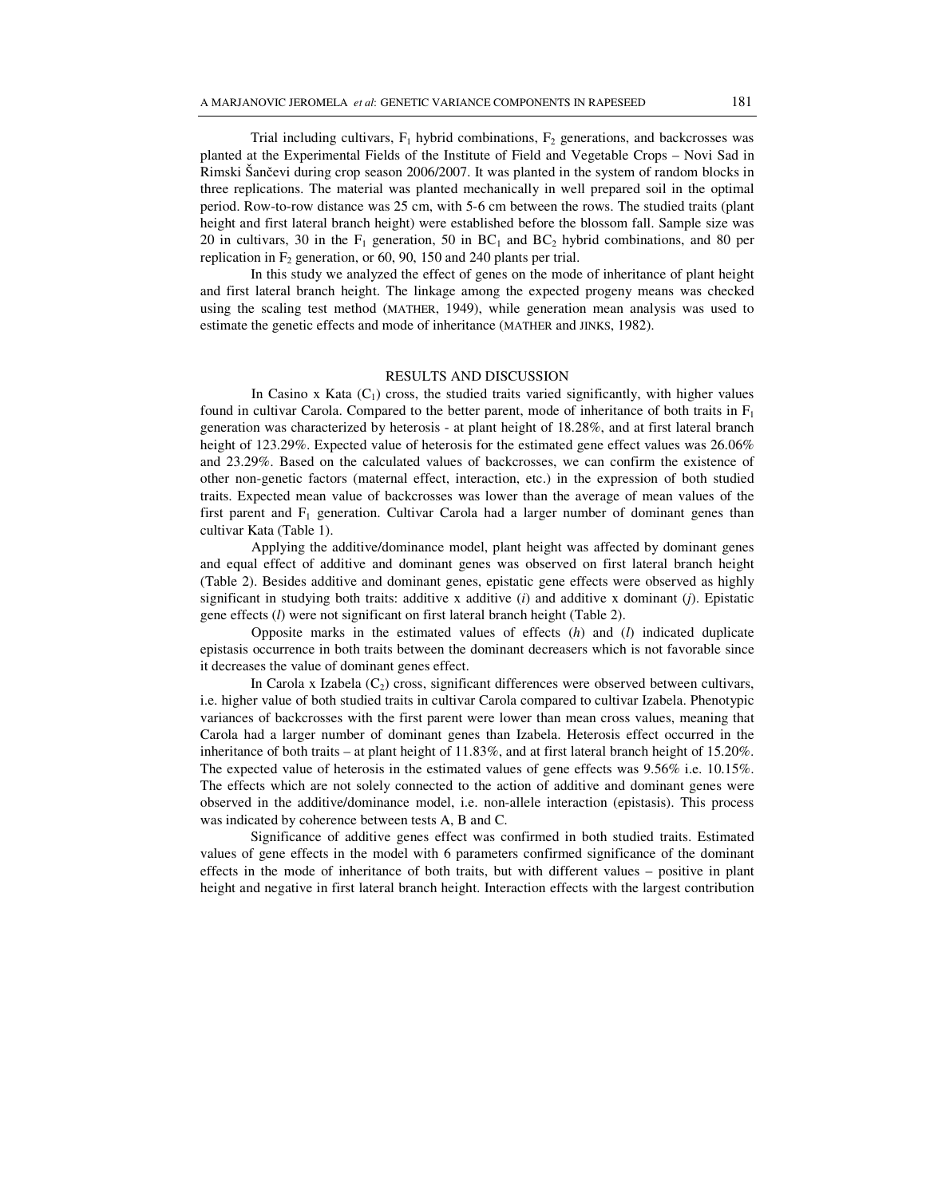Trial including cultivars, $F_1$ hybrid combinations, $F_2$ generations, and backcrosses was planted at the Experimental Fields of the Institute of Field and Vegetable Crops – Novi Sad in Rimski Šančevi during crop season 2006/2007. It was planted in the system of random blocks in three replications. The material was planted mechanically in well prepared soil in the optimal period. Row-to-row distance was 25 cm, with 5-6 cm between the rows. The studied traits (plant height and first lateral branch height) were established before the blossom fall. Sample size was 20 in cultivars, 30 in the $F_1$ generation, 50 in $BC_1$ and $BC_2$ hybrid combinations, and 80 per replication in $F_2$ generation, or 60, 90, 150 and 240 plants per trial.

In this study we analyzed the effect of genes on the mode of inheritance of plant height and first lateral branch height. The linkage among the expected progeny means was checked using the scaling test method (MATHER, 1949), while generation mean analysis was used to estimate the genetic effects and mode of inheritance (MATHER and JINKS, 1982).

## RESULTS AND DISCUSSION

In Casino x Kata ($C_1$) cross, the studied traits varied significantly, with higher values found in cultivar Carola. Compared to the better parent, mode of inheritance of both traits in $F_1$ generation was characterized by heterosis - at plant height of 18.28%, and at first lateral branch height of 123.29%. Expected value of heterosis for the estimated gene effect values was 26.06% and 23.29%. Based on the calculated values of backcrosses, we can confirm the existence of other non-genetic factors (maternal effect, interaction, etc.) in the expression of both studied traits. Expected mean value of backcrosses was lower than the average of mean values of the first parent and $F_1$ generation. Cultivar Carola had a larger number of dominant genes than cultivar Kata (Table 1).

Applying the additive/dominance model, plant height was affected by dominant genes and equal effect of additive and dominant genes was observed on first lateral branch height (Table 2). Besides additive and dominant genes, epistatic gene effects were observed as highly significant in studying both traits: additive x additive (*i*) and additive x dominant (*j*). Epistatic gene effects (*l*) were not significant on first lateral branch height (Table 2).

Opposite marks in the estimated values of effects (*h*) and (*l*) indicated duplicate epistasis occurrence in both traits between the dominant decreasers which is not favorable since it decreases the value of dominant genes effect.

In Carola x Izabela ($C_2$) cross, significant differences were observed between cultivars, i.e. higher value of both studied traits in cultivar Carola compared to cultivar Izabela. Phenotypic variances of backcrosses with the first parent were lower than mean cross values, meaning that Carola had a larger number of dominant genes than Izabela. Heterosis effect occurred in the inheritance of both traits – at plant height of 11.83%, and at first lateral branch height of 15.20%. The expected value of heterosis in the estimated values of gene effects was 9.56% i.e. 10.15%. The effects which are not solely connected to the action of additive and dominant genes were observed in the additive/dominance model, i.e. non-allele interaction (epistasis). This process was indicated by coherence between tests A, B and C.

Significance of additive genes effect was confirmed in both studied traits. Estimated values of gene effects in the model with 6 parameters confirmed significance of the dominant effects in the mode of inheritance of both traits, but with different values – positive in plant height and negative in first lateral branch height. Interaction effects with the largest contribution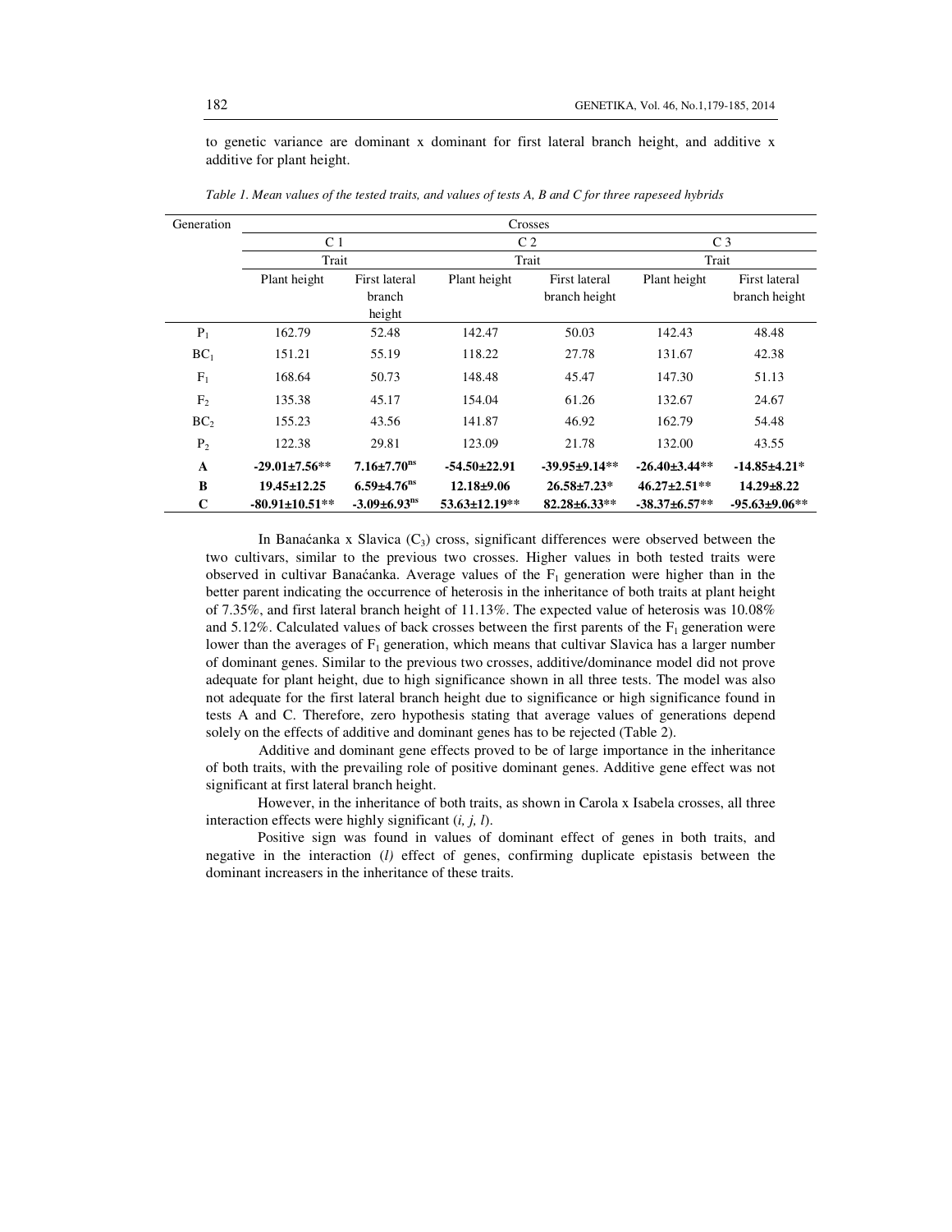to genetic variance are dominant x dominant for first lateral branch height, and additive x additive for plant height.

*Table 1. Mean values of the tested traits, and values of tests A, B and C for three rapeseed hybrids*

| Generation | Crosses | | | | | |
|---|---|---|---|---|---|---|
| | C 1 | | C 2 | | C 3 | |
| | Trait | | Trait | | Trait | |
| | Plant height | First lateral branch height | Plant height | First lateral branch height | Plant height | First lateral branch height |
| $P_1$ | 162.79 | 52.48 | 142.47 | 50.03 | 142.43 | 48.48 |
| $BC_1$ | 151.21 | 55.19 | 118.22 | 27.78 | 131.67 | 42.38 |
| $F_1$ | 168.64 | 50.73 | 148.48 | 45.47 | 147.30 | 51.13 |
| $F_2$ | 135.38 | 45.17 | 154.04 | 61.26 | 132.67 | 24.67 |
| $BC_2$ | 155.23 | 43.56 | 141.87 | 46.92 | 162.79 | 54.48 |
| $P_2$ | 122.38 | 29.81 | 123.09 | 21.78 | 132.00 | 43.55 |
| **A** | **-29.01±7.56\*\*** | **7.16±7.70$^{ns}$** | **-54.50±22.91** | **-39.95±9.14\*\*** | **-26.40±3.44\*\*** | **-14.85±4.21\*** |
| **B** | **19.45±12.25** | **6.59±4.76$^{ns}$** | **12.18±9.06** | **26.58±7.23\*** | **46.27±2.51\*\*** | **14.29±8.22** |
| **C** | **-80.91±10.51\*\*** | **-3.09±6.93$^{ns}$** | **53.63±12.19\*\*** | **82.28±6.33\*\*** | **-38.37±6.57\*\*** | **-95.63±9.06\*\*** |

In Banaćanka x Slavica ($C_3$) cross, significant differences were observed between the two cultivars, similar to the previous two crosses. Higher values in both tested traits were observed in cultivar Banaćanka. Average values of the $F_1$ generation were higher than in the better parent indicating the occurrence of heterosis in the inheritance of both traits at plant height of 7.35%, and first lateral branch height of 11.13%. The expected value of heterosis was 10.08% and 5.12%. Calculated values of back crosses between the first parents of the $F_1$ generation were lower than the averages of $F_1$ generation, which means that cultivar Slavica has a larger number of dominant genes. Similar to the previous two crosses, additive/dominance model did not prove adequate for plant height, due to high significance shown in all three tests. The model was also not adequate for the first lateral branch height due to significance or high significance found in tests A and C. Therefore, zero hypothesis stating that average values of generations depend solely on the effects of additive and dominant genes has to be rejected (Table 2).

Additive and dominant gene effects proved to be of large importance in the inheritance of both traits, with the prevailing role of positive dominant genes. Additive gene effect was not significant at first lateral branch height.

However, in the inheritance of both traits, as shown in Carola x Isabela crosses, all three interaction effects were highly significant (*i, j, l*).

Positive sign was found in values of dominant effect of genes in both traits, and negative in the interaction (*l)* effect of genes, confirming duplicate epistasis between the dominant increasers in the inheritance of these traits.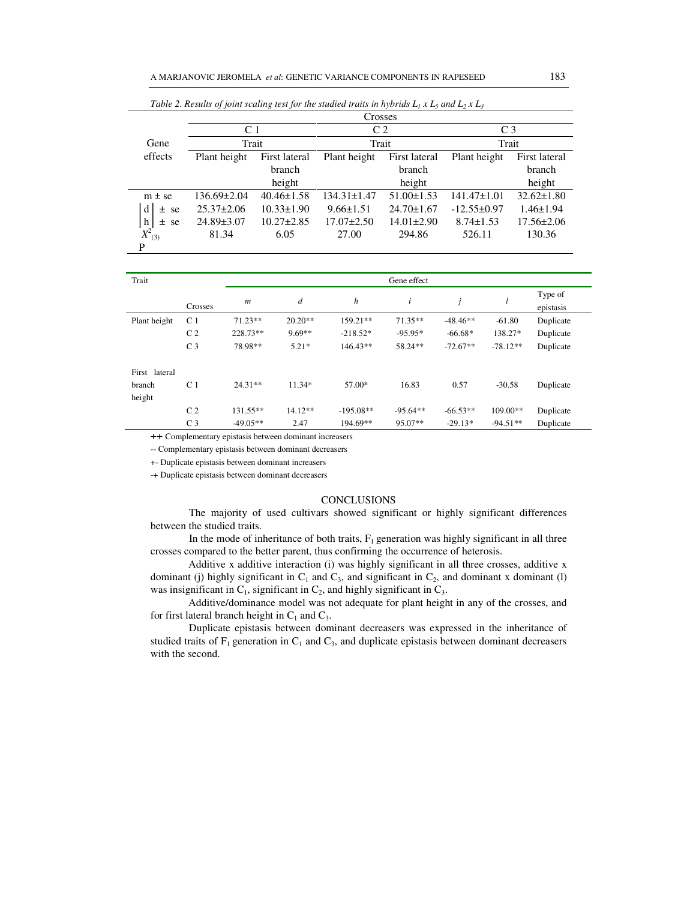*Table 2. Results of joint scaling test for the studied traits in hybrids $L_1$ x $L_5$ and $L_2$ x $L_3$*

| Gene effects | Crosses | | | | | |
|---|---|---|---|---|---|---|
| | C 1 | | C 2 | | C 3 | |
| | Trait | | Trait | | Trait | |
| | Plant height | First lateral branch height | Plant height | First lateral branch height | Plant height | First lateral branch height |
| m ± se | 136.69±2.04 | 40.46±1.58 | 134.31±1.47 | 51.00±1.53 | 141.47±1.01 | 32.62±1.80 |
| $\left\|d\right\|$ ± se | 25.37±2.06 | 10.33±1.90 | 9.66±1.51 | 24.70±1.67 | -12.55±0.97 | 1.46±1.94 |
| $\left\|h\right\|$ ± se | 24.89±3.07 | 10.27±2.85 | 17.07±2.50 | 14.01±2.90 | 8.74±1.53 | 17.56±2.06 |
| $X^2_{(3)}$ | 81.34 | 6.05 | 27.00 | 294.86 | 526.11 | 130.36 |
| P | | | | | | |

| Trait | Crosses | Gene effect $m$ | $d$ | $h$ | $i$ | $j$ | $l$ | Type of epistasis |
|---|---|---|---|---|---|---|---|---|
| Plant height | C 1 | 71.23** | 20.20** | 159.21** | 71.35** | -48.46** | -61.80 | Duplicate |
| | C 2 | 228.73** | 9.69** | -218.52* | -95.95* | -66.68* | 138.27* | Duplicate |
| | C 3 | 78.98** | 5.21* | 146.43** | 58.24** | -72.67** | -78.12** | Duplicate |
| First lateral branch height | C 1 | 24.31** | 11.34* | 57.00* | 16.83 | 0.57 | -30.58 | Duplicate |
| | C 2 | 131.55** | 14.12** | -195.08** | -95.64** | -66.53** | 109.00** | Duplicate |
| | C 3 | -49.05** | 2.47 | 194.69** | 95.07** | -29.13* | -94.51** | Duplicate |

++ Complementary epistasis between dominant increasers

-- Complementary epistasis between dominant decreasers

+- Duplicate epistasis between dominant increasers

-+ Duplicate epistasis between dominant decreasers

## CONCLUSIONS

The majority of used cultivars showed significant or highly significant differences between the studied traits.

In the mode of inheritance of both traits, $F_1$ generation was highly significant in all three crosses compared to the better parent, thus confirming the occurrence of heterosis.

Additive x additive interaction (i) was highly significant in all three crosses, additive x dominant (j) highly significant in $C_1$ and $C_3$, and significant in $C_2$, and dominant x dominant (l) was insignificant in $C_1$, significant in $C_2$, and highly significant in $C_3$.

Additive/dominance model was not adequate for plant height in any of the crosses, and for first lateral branch height in $C_1$ and $C_3$.

Duplicate epistasis between dominant decreasers was expressed in the inheritance of studied traits of $F_1$ generation in $C_1$ and $C_3$, and duplicate epistasis between dominant decreasers with the second.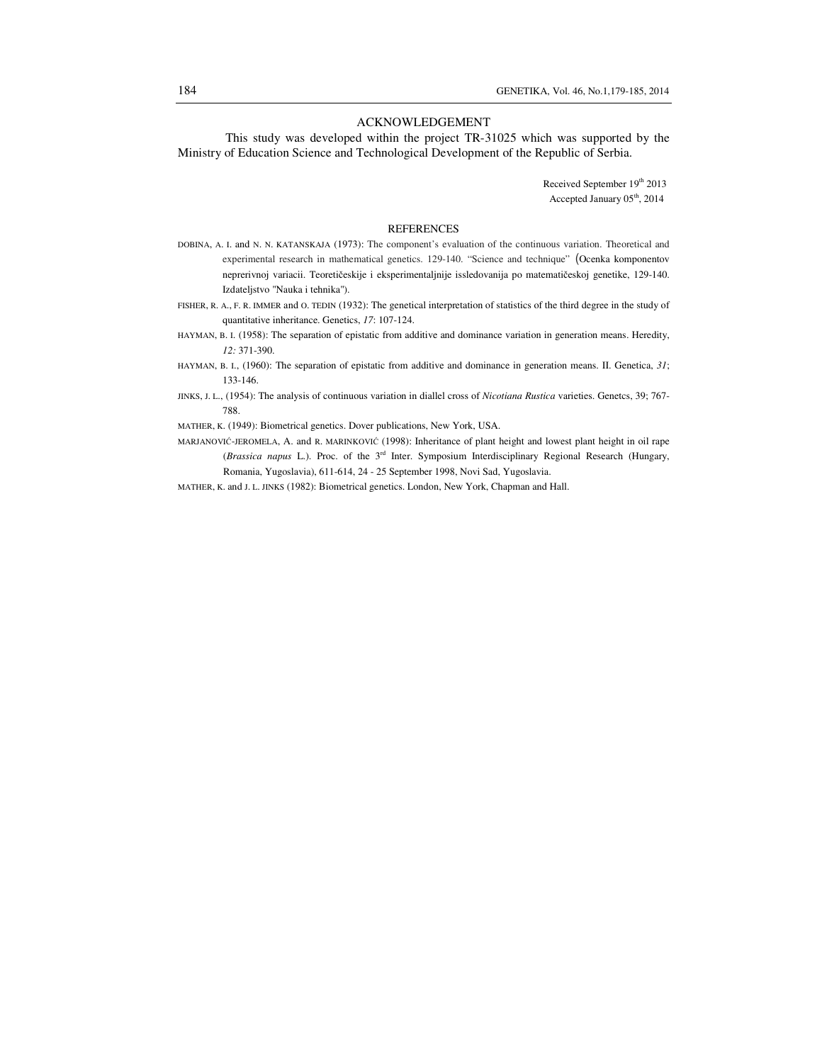## ACKNOWLEDGEMENT

This study was developed within the project TR-31025 which was supported by the Ministry of Education Science and Technological Development of the Republic of Serbia.

Received September 19th 2013
Accepted January 05th, 2014

## REFERENCES

DOBINA, A. I. and N. N. KATANSKAJA (1973): The component's evaluation of the continuous variation. Theoretical and experimental research in mathematical genetics. 129-140. "Science and technique" (Ocenka komponentov neprerivnoj variacii. Teoretičeskije i eksperimentaljnije issledovanija po matematičeskoj genetike, 129-140. Izdateljstvo "Nauka i tehnika").

FISHER, R. A., F. R. IMMER and O. TEDIN (1932): The genetical interpretation of statistics of the third degree in the study of quantitative inheritance. Genetics, *17*: 107-124.

HAYMAN, B. I. (1958): The separation of epistatic from additive and dominance variation in generation means. Heredity, *12:* 371-390.

HAYMAN, B. I., (1960): The separation of epistatic from additive and dominance in generation means. II. Genetica, *31*; 133-146.

JINKS, J. L., (1954): The analysis of continuous variation in diallel cross of *Nicotiana Rustica* varieties. Genetcs, 39; 767-788.

MATHER, K. (1949): Biometrical genetics. Dover publications, New York, USA.

MARJANOVIĆ-JEROMELA, A. and R. MARINKOVIĆ (1998): Inheritance of plant height and lowest plant height in oil rape (*Brassica napus* L.). Proc. of the 3rd Inter. Symposium Interdisciplinary Regional Research (Hungary, Romania, Yugoslavia), 611-614, 24 - 25 September 1998, Novi Sad, Yugoslavia.

MATHER, K. and J. L. JINKS (1982): Biometrical genetics. London, New York, Chapman and Hall.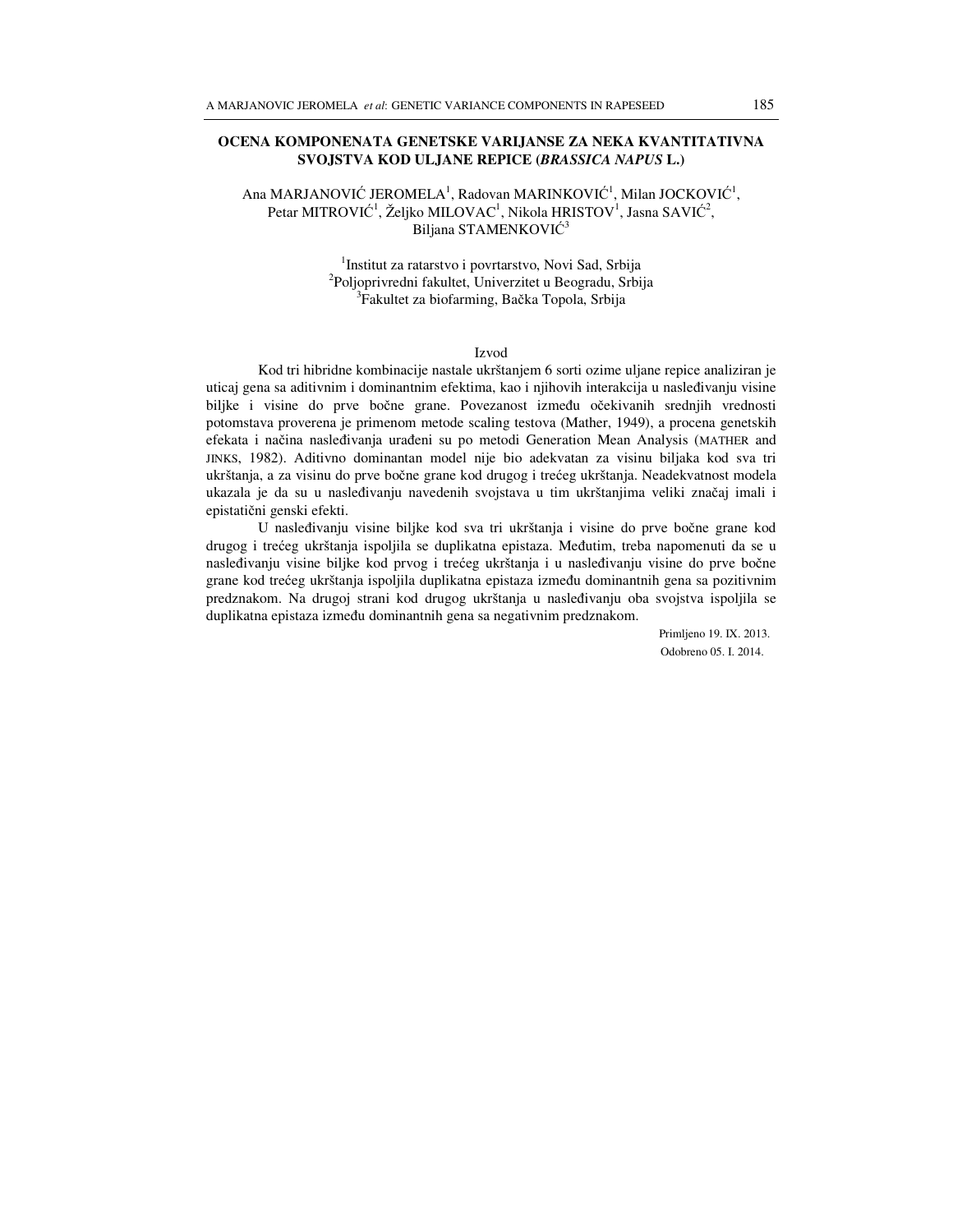# OCENA KOMPONENATA GENETSKE VARIJANSE ZA NEKA KVANTITATIVNA SVOJSTVA KOD ULJANE REPICE (*BRASSICA NAPUS* L.)

Ana MARJANOVIĆ JEROMELA[1], Radovan MARINKOVIĆ[1], Milan JOCKOVIĆ[1], Petar MITROVIĆ[1], Željko MILOVAC[1], Nikola HRISTOV[1], Jasna SAVIĆ[2], Biljana STAMENKOVIĆ[3]

[1]Institut za ratarstvo i povrtarstvo, Novi Sad, Srbija
[2]Poljoprivredni fakultet, Univerzitet u Beogradu, Srbija
[3]Fakultet za biofarming, Bačka Topola, Srbija

## Izvod

Kod tri hibridne kombinacije nastale ukrštanjem 6 sorti ozime uljane repice analiziran je uticaj gena sa aditivnim i dominantnim efektima, kao i njihovih interakcija u nasleđivanju visine biljke i visine do prve bočne grane. Povezanost između očekivanih srednjih vrednosti potomstava proverena je primenom metode scaling testova (Mather, 1949), a procena genetskih efekata i načina nasleđivanja urađeni su po metodi Generation Mean Analysis (MATHER and JINKS, 1982). Aditivno dominantan model nije bio adekvatan za visinu biljaka kod sva tri ukrštanja, a za visinu do prve bočne grane kod drugog i trećeg ukrštanja. Neadekvatnost modela ukazala je da su u nasleđivanju navedenih svojstava u tim ukrštanjima veliki značaj imali i epistatični genski efekti.

U nasleđivanju visine biljke kod sva tri ukrštanja i visine do prve bočne grane kod drugog i trećeg ukrštanja ispoljila se duplikatna epistaza. Međutim, treba napomenuti da se u nasleđivanju visine biljke kod prvog i trećeg ukrštanja i u nasleđivanju visine do prve bočne grane kod trećeg ukrštanja ispoljila duplikatna epistaza između dominantnih gena sa pozitivnim predznakom. Na drugoj strani kod drugog ukrštanja u nasleđivanju oba svojstva ispoljila se duplikatna epistaza između dominantnih gena sa negativnim predznakom.

Primljeno 19. IX. 2013.
Odobreno 05. I. 2014.